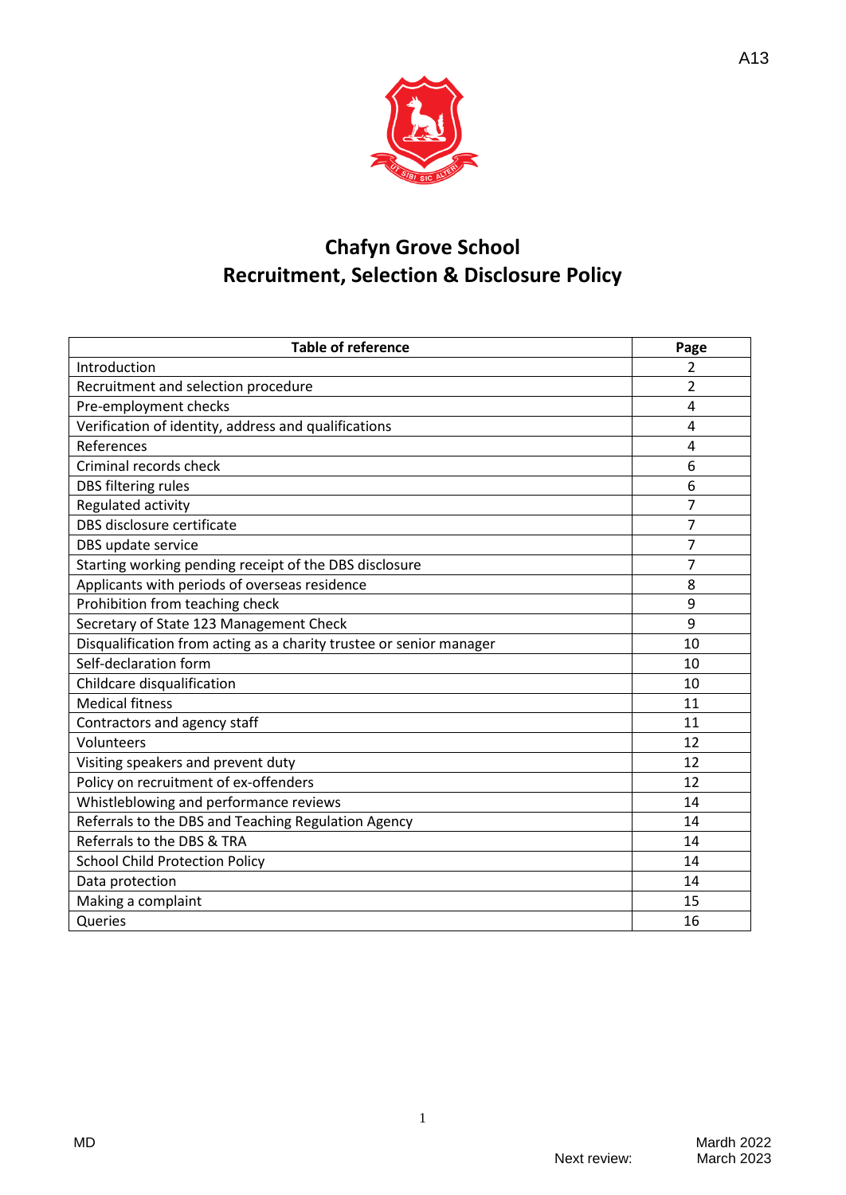A13

# Chafyn Grove School
# Recruitment, Selection & Disclosure Policy

| Table of reference | Page |
|---|---|
| Introduction | 2 |
| Recruitment and selection procedure | 2 |
| Pre-employment checks | 4 |
| Verification of identity, address and qualifications | 4 |
| References | 4 |
| Criminal records check | 6 |
| DBS filtering rules | 6 |
| Regulated activity | 7 |
| DBS disclosure certificate | 7 |
| DBS update service | 7 |
| Starting working pending receipt of the DBS disclosure | 7 |
| Applicants with periods of overseas residence | 8 |
| Prohibition from teaching check | 9 |
| Secretary of State 123 Management Check | 9 |
| Disqualification from acting as a charity trustee or senior manager | 10 |
| Self-declaration form | 10 |
| Childcare disqualification | 10 |
| Medical fitness | 11 |
| Contractors and agency staff | 11 |
| Volunteers | 12 |
| Visiting speakers and prevent duty | 12 |
| Policy on recruitment of ex-offenders | 12 |
| Whistleblowing and performance reviews | 14 |
| Referrals to the DBS and Teaching Regulation Agency | 14 |
| Referrals to the DBS & TRA | 14 |
| School Child Protection Policy | 14 |
| Data protection | 14 |
| Making a complaint | 15 |
| Queries | 16 |

MD

Mardh 2022

Next review: March 2023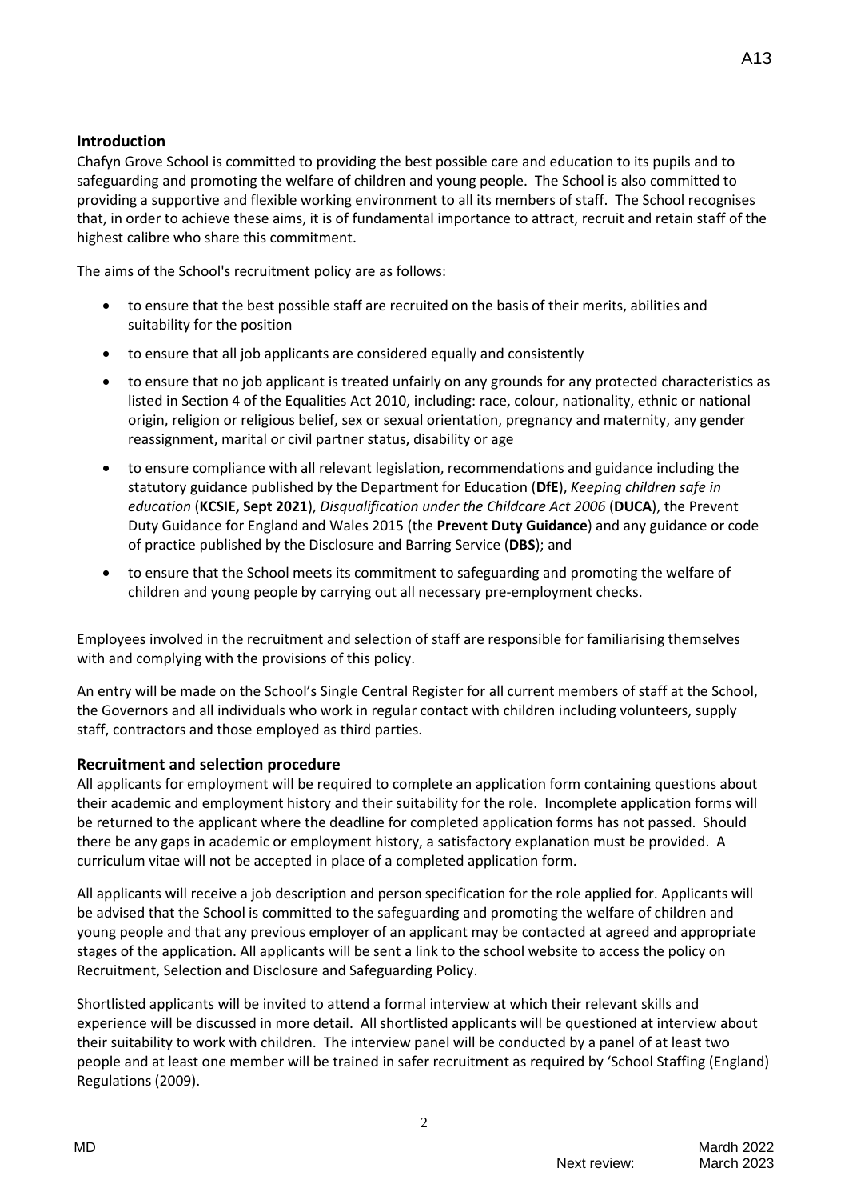## Introduction

Chafyn Grove School is committed to providing the best possible care and education to its pupils and to safeguarding and promoting the welfare of children and young people. The School is also committed to providing a supportive and flexible working environment to all its members of staff. The School recognises that, in order to achieve these aims, it is of fundamental importance to attract, recruit and retain staff of the highest calibre who share this commitment.

The aims of the School's recruitment policy are as follows:

- to ensure that the best possible staff are recruited on the basis of their merits, abilities and suitability for the position
- to ensure that all job applicants are considered equally and consistently
- to ensure that no job applicant is treated unfairly on any grounds for any protected characteristics as listed in Section 4 of the Equalities Act 2010, including: race, colour, nationality, ethnic or national origin, religion or religious belief, sex or sexual orientation, pregnancy and maternity, any gender reassignment, marital or civil partner status, disability or age
- to ensure compliance with all relevant legislation, recommendations and guidance including the statutory guidance published by the Department for Education (**DfE**), *Keeping children safe in education* (**KCSIE, Sept 2021**), *Disqualification under the Childcare Act 2006* (**DUCA**), the Prevent Duty Guidance for England and Wales 2015 (the **Prevent Duty Guidance**) and any guidance or code of practice published by the Disclosure and Barring Service (**DBS**); and
- to ensure that the School meets its commitment to safeguarding and promoting the welfare of children and young people by carrying out all necessary pre-employment checks.

Employees involved in the recruitment and selection of staff are responsible for familiarising themselves with and complying with the provisions of this policy.

An entry will be made on the School's Single Central Register for all current members of staff at the School, the Governors and all individuals who work in regular contact with children including volunteers, supply staff, contractors and those employed as third parties.

## Recruitment and selection procedure

All applicants for employment will be required to complete an application form containing questions about their academic and employment history and their suitability for the role. Incomplete application forms will be returned to the applicant where the deadline for completed application forms has not passed. Should there be any gaps in academic or employment history, a satisfactory explanation must be provided. A curriculum vitae will not be accepted in place of a completed application form.

All applicants will receive a job description and person specification for the role applied for. Applicants will be advised that the School is committed to the safeguarding and promoting the welfare of children and young people and that any previous employer of an applicant may be contacted at agreed and appropriate stages of the application. All applicants will be sent a link to the school website to access the policy on Recruitment, Selection and Disclosure and Safeguarding Policy.

Shortlisted applicants will be invited to attend a formal interview at which their relevant skills and experience will be discussed in more detail. All shortlisted applicants will be questioned at interview about their suitability to work with children. The interview panel will be conducted by a panel of at least two people and at least one member will be trained in safer recruitment as required by 'School Staffing (England) Regulations (2009).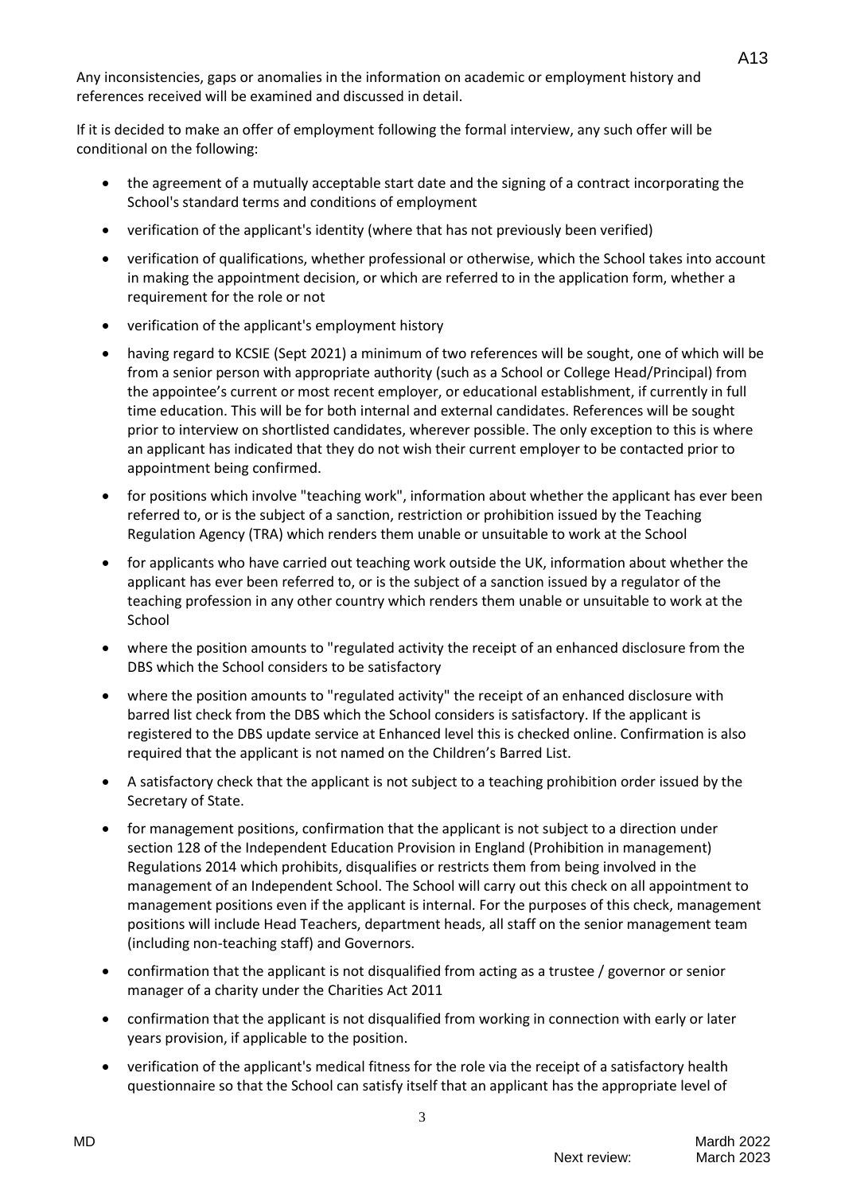Any inconsistencies, gaps or anomalies in the information on academic or employment history and references received will be examined and discussed in detail.

If it is decided to make an offer of employment following the formal interview, any such offer will be conditional on the following:

- the agreement of a mutually acceptable start date and the signing of a contract incorporating the School's standard terms and conditions of employment
- verification of the applicant's identity (where that has not previously been verified)
- verification of qualifications, whether professional or otherwise, which the School takes into account in making the appointment decision, or which are referred to in the application form, whether a requirement for the role or not
- verification of the applicant's employment history
- having regard to KCSIE (Sept 2021) a minimum of two references will be sought, one of which will be from a senior person with appropriate authority (such as a School or College Head/Principal) from the appointee's current or most recent employer, or educational establishment, if currently in full time education. This will be for both internal and external candidates. References will be sought prior to interview on shortlisted candidates, wherever possible. The only exception to this is where an applicant has indicated that they do not wish their current employer to be contacted prior to appointment being confirmed.
- for positions which involve "teaching work", information about whether the applicant has ever been referred to, or is the subject of a sanction, restriction or prohibition issued by the Teaching Regulation Agency (TRA) which renders them unable or unsuitable to work at the School
- for applicants who have carried out teaching work outside the UK, information about whether the applicant has ever been referred to, or is the subject of a sanction issued by a regulator of the teaching profession in any other country which renders them unable or unsuitable to work at the School
- where the position amounts to "regulated activity the receipt of an enhanced disclosure from the DBS which the School considers to be satisfactory
- where the position amounts to "regulated activity" the receipt of an enhanced disclosure with barred list check from the DBS which the School considers is satisfactory. If the applicant is registered to the DBS update service at Enhanced level this is checked online. Confirmation is also required that the applicant is not named on the Children's Barred List.
- A satisfactory check that the applicant is not subject to a teaching prohibition order issued by the Secretary of State.
- for management positions, confirmation that the applicant is not subject to a direction under section 128 of the Independent Education Provision in England (Prohibition in management) Regulations 2014 which prohibits, disqualifies or restricts them from being involved in the management of an Independent School. The School will carry out this check on all appointment to management positions even if the applicant is internal. For the purposes of this check, management positions will include Head Teachers, department heads, all staff on the senior management team (including non-teaching staff) and Governors.
- confirmation that the applicant is not disqualified from acting as a trustee / governor or senior manager of a charity under the Charities Act 2011
- confirmation that the applicant is not disqualified from working in connection with early or later years provision, if applicable to the position.
- verification of the applicant's medical fitness for the role via the receipt of a satisfactory health questionnaire so that the School can satisfy itself that an applicant has the appropriate level of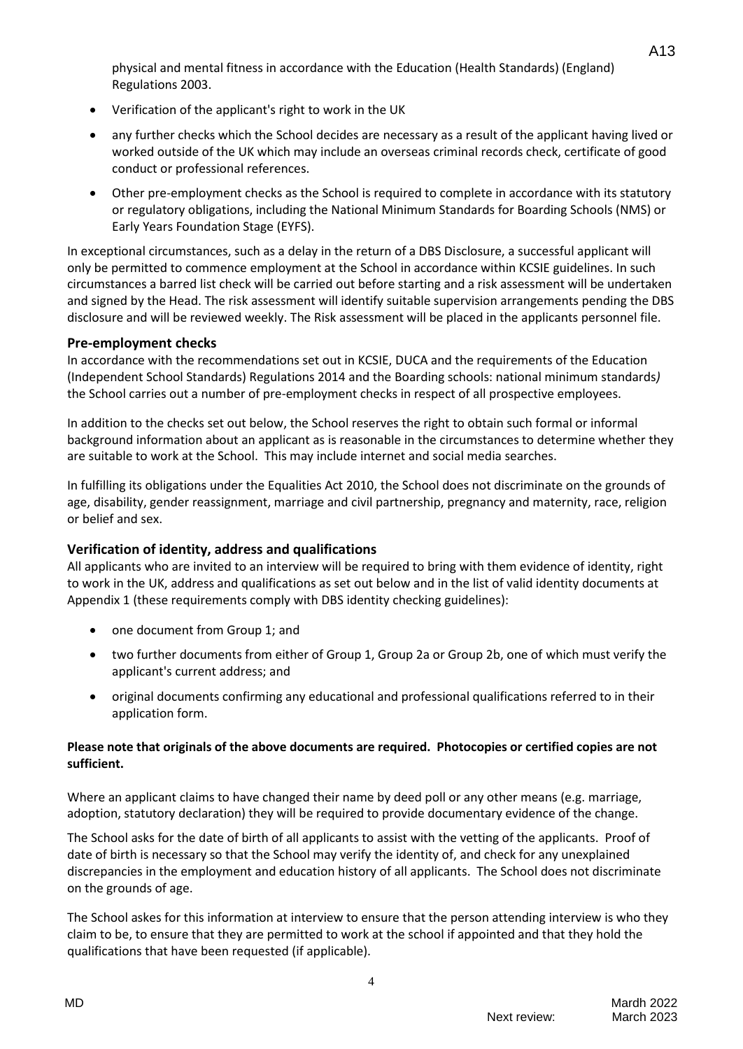physical and mental fitness in accordance with the Education (Health Standards) (England) Regulations 2003.

- Verification of the applicant's right to work in the UK
- any further checks which the School decides are necessary as a result of the applicant having lived or worked outside of the UK which may include an overseas criminal records check, certificate of good conduct or professional references.
- Other pre-employment checks as the School is required to complete in accordance with its statutory or regulatory obligations, including the National Minimum Standards for Boarding Schools (NMS) or Early Years Foundation Stage (EYFS).

In exceptional circumstances, such as a delay in the return of a DBS Disclosure, a successful applicant will only be permitted to commence employment at the School in accordance within KCSIE guidelines. In such circumstances a barred list check will be carried out before starting and a risk assessment will be undertaken and signed by the Head. The risk assessment will identify suitable supervision arrangements pending the DBS disclosure and will be reviewed weekly. The Risk assessment will be placed in the applicants personnel file.

### Pre-employment checks

In accordance with the recommendations set out in KCSIE, DUCA and the requirements of the Education (Independent School Standards) Regulations 2014 and the Boarding schools: national minimum standards*)* the School carries out a number of pre-employment checks in respect of all prospective employees.

In addition to the checks set out below, the School reserves the right to obtain such formal or informal background information about an applicant as is reasonable in the circumstances to determine whether they are suitable to work at the School. This may include internet and social media searches.

In fulfilling its obligations under the Equalities Act 2010, the School does not discriminate on the grounds of age, disability, gender reassignment, marriage and civil partnership, pregnancy and maternity, race, religion or belief and sex.

### Verification of identity, address and qualifications

All applicants who are invited to an interview will be required to bring with them evidence of identity, right to work in the UK, address and qualifications as set out below and in the list of valid identity documents at Appendix 1 (these requirements comply with DBS identity checking guidelines):

- one document from Group 1; and
- two further documents from either of Group 1, Group 2a or Group 2b, one of which must verify the applicant's current address; and
- original documents confirming any educational and professional qualifications referred to in their application form.

**Please note that originals of the above documents are required. Photocopies or certified copies are not sufficient.**

Where an applicant claims to have changed their name by deed poll or any other means (e.g. marriage, adoption, statutory declaration) they will be required to provide documentary evidence of the change.

The School asks for the date of birth of all applicants to assist with the vetting of the applicants. Proof of date of birth is necessary so that the School may verify the identity of, and check for any unexplained discrepancies in the employment and education history of all applicants. The School does not discriminate on the grounds of age.

The School askes for this information at interview to ensure that the person attending interview is who they claim to be, to ensure that they are permitted to work at the school if appointed and that they hold the qualifications that have been requested (if applicable).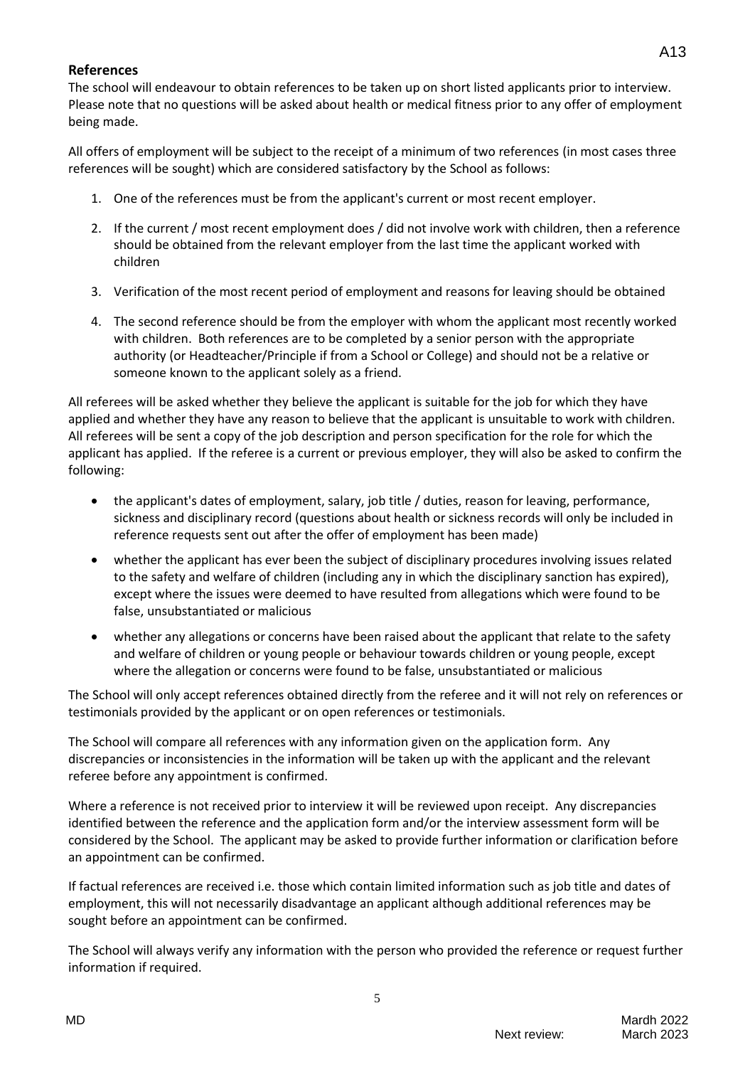## References

The school will endeavour to obtain references to be taken up on short listed applicants prior to interview. Please note that no questions will be asked about health or medical fitness prior to any offer of employment being made.

All offers of employment will be subject to the receipt of a minimum of two references (in most cases three references will be sought) which are considered satisfactory by the School as follows:

1. One of the references must be from the applicant's current or most recent employer.
2. If the current / most recent employment does / did not involve work with children, then a reference should be obtained from the relevant employer from the last time the applicant worked with children
3. Verification of the most recent period of employment and reasons for leaving should be obtained
4. The second reference should be from the employer with whom the applicant most recently worked with children. Both references are to be completed by a senior person with the appropriate authority (or Headteacher/Principle if from a School or College) and should not be a relative or someone known to the applicant solely as a friend.

All referees will be asked whether they believe the applicant is suitable for the job for which they have applied and whether they have any reason to believe that the applicant is unsuitable to work with children. All referees will be sent a copy of the job description and person specification for the role for which the applicant has applied. If the referee is a current or previous employer, they will also be asked to confirm the following:

- the applicant's dates of employment, salary, job title / duties, reason for leaving, performance, sickness and disciplinary record (questions about health or sickness records will only be included in reference requests sent out after the offer of employment has been made)
- whether the applicant has ever been the subject of disciplinary procedures involving issues related to the safety and welfare of children (including any in which the disciplinary sanction has expired), except where the issues were deemed to have resulted from allegations which were found to be false, unsubstantiated or malicious
- whether any allegations or concerns have been raised about the applicant that relate to the safety and welfare of children or young people or behaviour towards children or young people, except where the allegation or concerns were found to be false, unsubstantiated or malicious

The School will only accept references obtained directly from the referee and it will not rely on references or testimonials provided by the applicant or on open references or testimonials.

The School will compare all references with any information given on the application form. Any discrepancies or inconsistencies in the information will be taken up with the applicant and the relevant referee before any appointment is confirmed.

Where a reference is not received prior to interview it will be reviewed upon receipt. Any discrepancies identified between the reference and the application form and/or the interview assessment form will be considered by the School. The applicant may be asked to provide further information or clarification before an appointment can be confirmed.

If factual references are received i.e. those which contain limited information such as job title and dates of employment, this will not necessarily disadvantage an applicant although additional references may be sought before an appointment can be confirmed.

The School will always verify any information with the person who provided the reference or request further information if required.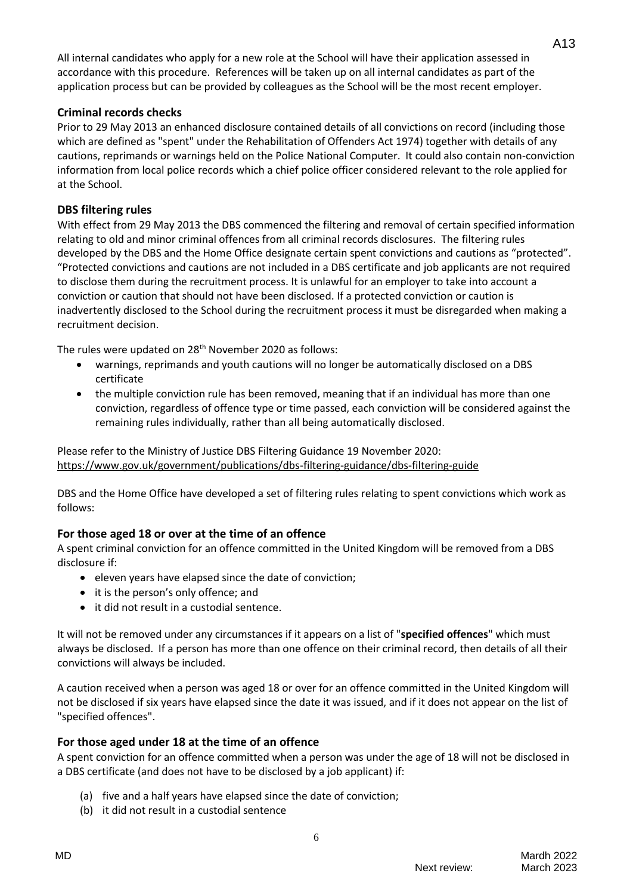All internal candidates who apply for a new role at the School will have their application assessed in accordance with this procedure. References will be taken up on all internal candidates as part of the application process but can be provided by colleagues as the School will be the most recent employer.

### Criminal records checks

Prior to 29 May 2013 an enhanced disclosure contained details of all convictions on record (including those which are defined as "spent" under the Rehabilitation of Offenders Act 1974) together with details of any cautions, reprimands or warnings held on the Police National Computer. It could also contain non-conviction information from local police records which a chief police officer considered relevant to the role applied for at the School.

### DBS filtering rules

With effect from 29 May 2013 the DBS commenced the filtering and removal of certain specified information relating to old and minor criminal offences from all criminal records disclosures. The filtering rules developed by the DBS and the Home Office designate certain spent convictions and cautions as "protected". "Protected convictions and cautions are not included in a DBS certificate and job applicants are not required to disclose them during the recruitment process. It is unlawful for an employer to take into account a conviction or caution that should not have been disclosed. If a protected conviction or caution is inadvertently disclosed to the School during the recruitment process it must be disregarded when making a recruitment decision.

The rules were updated on 28th November 2020 as follows:

- warnings, reprimands and youth cautions will no longer be automatically disclosed on a DBS certificate
- the multiple conviction rule has been removed, meaning that if an individual has more than one conviction, regardless of offence type or time passed, each conviction will be considered against the remaining rules individually, rather than all being automatically disclosed.

Please refer to the Ministry of Justice DBS Filtering Guidance 19 November 2020:
https://www.gov.uk/government/publications/dbs-filtering-guidance/dbs-filtering-guide

DBS and the Home Office have developed a set of filtering rules relating to spent convictions which work as follows:

### For those aged 18 or over at the time of an offence

A spent criminal conviction for an offence committed in the United Kingdom will be removed from a DBS disclosure if:

- eleven years have elapsed since the date of conviction;
- it is the person's only offence; and
- it did not result in a custodial sentence.

It will not be removed under any circumstances if it appears on a list of "**specified offences**" which must always be disclosed. If a person has more than one offence on their criminal record, then details of all their convictions will always be included.

A caution received when a person was aged 18 or over for an offence committed in the United Kingdom will not be disclosed if six years have elapsed since the date it was issued, and if it does not appear on the list of "specified offences".

### For those aged under 18 at the time of an offence

A spent conviction for an offence committed when a person was under the age of 18 will not be disclosed in a DBS certificate (and does not have to be disclosed by a job applicant) if:

(a) five and a half years have elapsed since the date of conviction;
(b) it did not result in a custodial sentence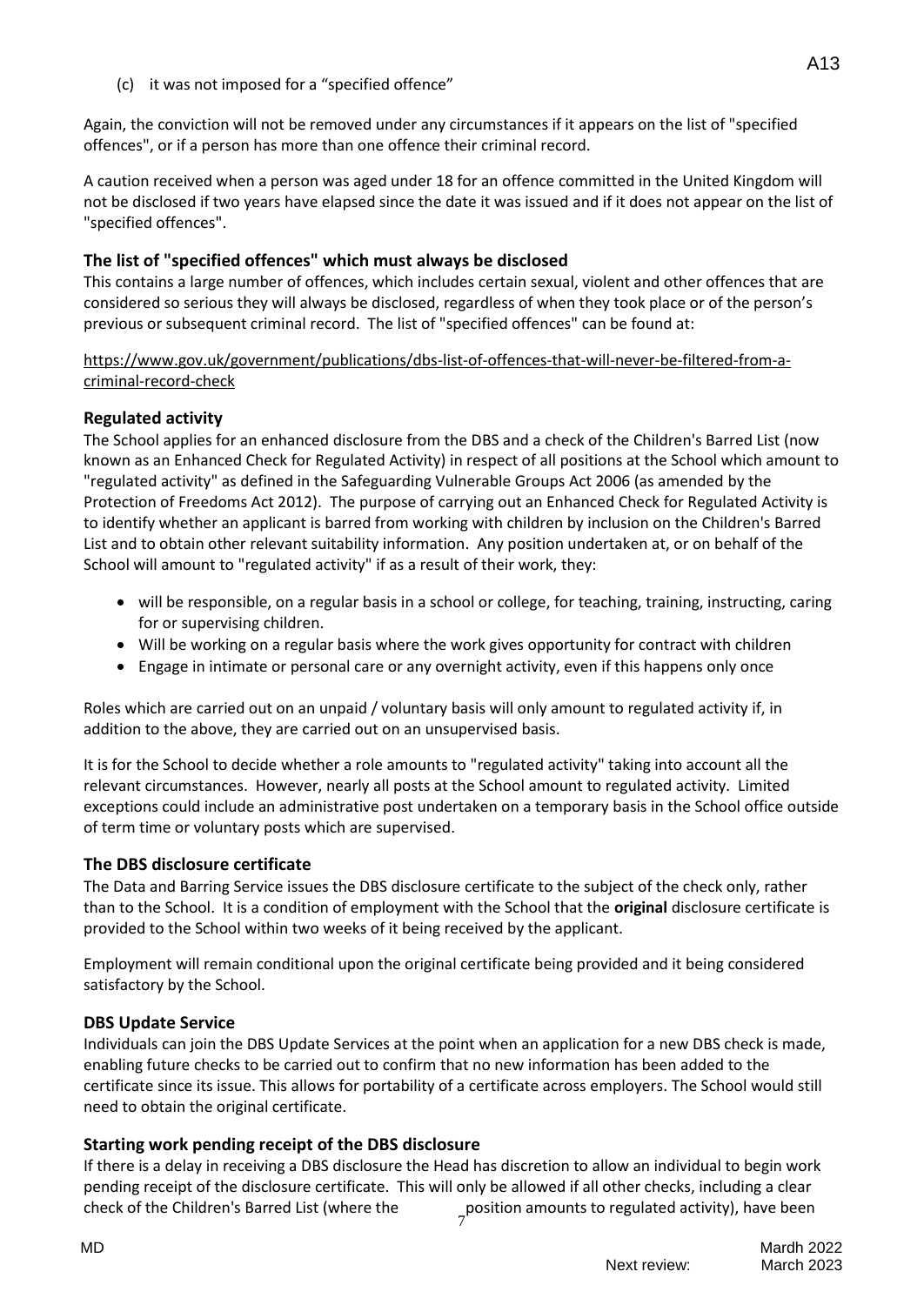(c) it was not imposed for a "specified offence"

Again, the conviction will not be removed under any circumstances if it appears on the list of "specified offences", or if a person has more than one offence their criminal record.

A caution received when a person was aged under 18 for an offence committed in the United Kingdom will not be disclosed if two years have elapsed since the date it was issued and if it does not appear on the list of "specified offences".

### The list of "specified offences" which must always be disclosed

This contains a large number of offences, which includes certain sexual, violent and other offences that are considered so serious they will always be disclosed, regardless of when they took place or of the person's previous or subsequent criminal record. The list of "specified offences" can be found at:

https://www.gov.uk/government/publications/dbs-list-of-offences-that-will-never-be-filtered-from-a-criminal-record-check

### Regulated activity

The School applies for an enhanced disclosure from the DBS and a check of the Children's Barred List (now known as an Enhanced Check for Regulated Activity) in respect of all positions at the School which amount to "regulated activity" as defined in the Safeguarding Vulnerable Groups Act 2006 (as amended by the Protection of Freedoms Act 2012). The purpose of carrying out an Enhanced Check for Regulated Activity is to identify whether an applicant is barred from working with children by inclusion on the Children's Barred List and to obtain other relevant suitability information. Any position undertaken at, or on behalf of the School will amount to "regulated activity" if as a result of their work, they:

- will be responsible, on a regular basis in a school or college, for teaching, training, instructing, caring for or supervising children.
- Will be working on a regular basis where the work gives opportunity for contract with children
- Engage in intimate or personal care or any overnight activity, even if this happens only once

Roles which are carried out on an unpaid / voluntary basis will only amount to regulated activity if, in addition to the above, they are carried out on an unsupervised basis.

It is for the School to decide whether a role amounts to "regulated activity" taking into account all the relevant circumstances. However, nearly all posts at the School amount to regulated activity. Limited exceptions could include an administrative post undertaken on a temporary basis in the School office outside of term time or voluntary posts which are supervised.

### The DBS disclosure certificate

The Data and Barring Service issues the DBS disclosure certificate to the subject of the check only, rather than to the School. It is a condition of employment with the School that the **original** disclosure certificate is provided to the School within two weeks of it being received by the applicant.

Employment will remain conditional upon the original certificate being provided and it being considered satisfactory by the School.

### DBS Update Service

Individuals can join the DBS Update Services at the point when an application for a new DBS check is made, enabling future checks to be carried out to confirm that no new information has been added to the certificate since its issue. This allows for portability of a certificate across employers. The School would still need to obtain the original certificate.

### Starting work pending receipt of the DBS disclosure

If there is a delay in receiving a DBS disclosure the Head has discretion to allow an individual to begin work pending receipt of the disclosure certificate. This will only be allowed if all other checks, including a clear check of the Children's Barred List (where the position amounts to regulated activity), have been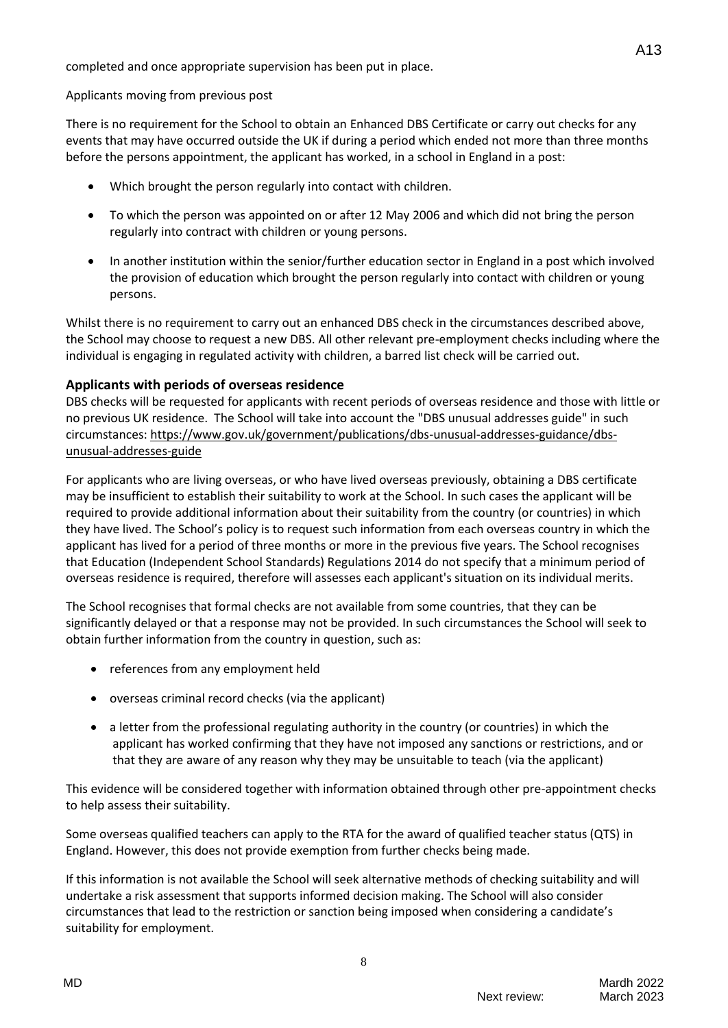completed and once appropriate supervision has been put in place.

Applicants moving from previous post

There is no requirement for the School to obtain an Enhanced DBS Certificate or carry out checks for any events that may have occurred outside the UK if during a period which ended not more than three months before the persons appointment, the applicant has worked, in a school in England in a post:

- Which brought the person regularly into contact with children.
- To which the person was appointed on or after 12 May 2006 and which did not bring the person regularly into contract with children or young persons.
- In another institution within the senior/further education sector in England in a post which involved the provision of education which brought the person regularly into contact with children or young persons.

Whilst there is no requirement to carry out an enhanced DBS check in the circumstances described above, the School may choose to request a new DBS. All other relevant pre-employment checks including where the individual is engaging in regulated activity with children, a barred list check will be carried out.

### Applicants with periods of overseas residence

DBS checks will be requested for applicants with recent periods of overseas residence and those with little or no previous UK residence. The School will take into account the "DBS unusual addresses guide" in such circumstances: https://www.gov.uk/government/publications/dbs-unusual-addresses-guidance/dbs-unusual-addresses-guide

For applicants who are living overseas, or who have lived overseas previously, obtaining a DBS certificate may be insufficient to establish their suitability to work at the School. In such cases the applicant will be required to provide additional information about their suitability from the country (or countries) in which they have lived. The School's policy is to request such information from each overseas country in which the applicant has lived for a period of three months or more in the previous five years. The School recognises that Education (Independent School Standards) Regulations 2014 do not specify that a minimum period of overseas residence is required, therefore will assesses each applicant's situation on its individual merits.

The School recognises that formal checks are not available from some countries, that they can be significantly delayed or that a response may not be provided. In such circumstances the School will seek to obtain further information from the country in question, such as:

- references from any employment held
- overseas criminal record checks (via the applicant)
- a letter from the professional regulating authority in the country (or countries) in which the applicant has worked confirming that they have not imposed any sanctions or restrictions, and or that they are aware of any reason why they may be unsuitable to teach (via the applicant)

This evidence will be considered together with information obtained through other pre-appointment checks to help assess their suitability.

Some overseas qualified teachers can apply to the RTA for the award of qualified teacher status (QTS) in England. However, this does not provide exemption from further checks being made.

If this information is not available the School will seek alternative methods of checking suitability and will undertake a risk assessment that supports informed decision making. The School will also consider circumstances that lead to the restriction or sanction being imposed when considering a candidate's suitability for employment.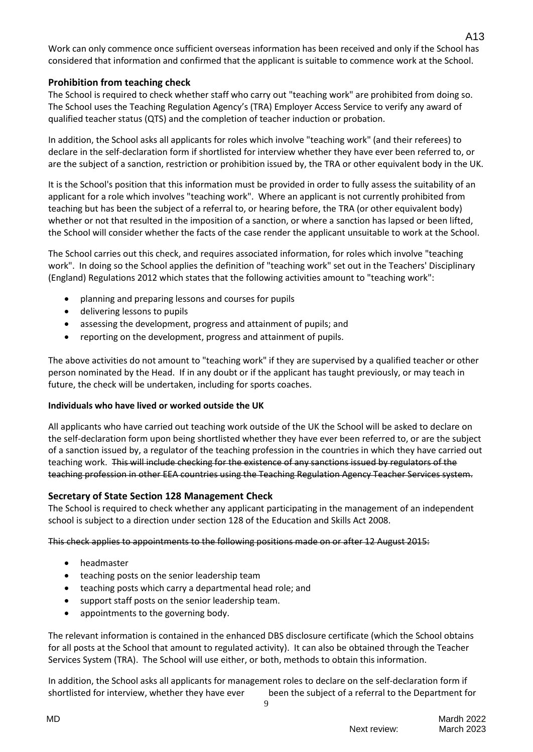Work can only commence once sufficient overseas information has been received and only if the School has considered that information and confirmed that the applicant is suitable to commence work at the School.

### Prohibition from teaching check

The School is required to check whether staff who carry out "teaching work" are prohibited from doing so. The School uses the Teaching Regulation Agency's (TRA) Employer Access Service to verify any award of qualified teacher status (QTS) and the completion of teacher induction or probation.

In addition, the School asks all applicants for roles which involve "teaching work" (and their referees) to declare in the self-declaration form if shortlisted for interview whether they have ever been referred to, or are the subject of a sanction, restriction or prohibition issued by, the TRA or other equivalent body in the UK.

It is the School's position that this information must be provided in order to fully assess the suitability of an applicant for a role which involves "teaching work". Where an applicant is not currently prohibited from teaching but has been the subject of a referral to, or hearing before, the TRA (or other equivalent body) whether or not that resulted in the imposition of a sanction, or where a sanction has lapsed or been lifted, the School will consider whether the facts of the case render the applicant unsuitable to work at the School.

The School carries out this check, and requires associated information, for roles which involve "teaching work". In doing so the School applies the definition of "teaching work" set out in the Teachers' Disciplinary (England) Regulations 2012 which states that the following activities amount to "teaching work":

- planning and preparing lessons and courses for pupils
- delivering lessons to pupils
- assessing the development, progress and attainment of pupils; and
- reporting on the development, progress and attainment of pupils.

The above activities do not amount to "teaching work" if they are supervised by a qualified teacher or other person nominated by the Head. If in any doubt or if the applicant has taught previously, or may teach in future, the check will be undertaken, including for sports coaches.

**Individuals who have lived or worked outside the UK**

All applicants who have carried out teaching work outside of the UK the School will be asked to declare on the self-declaration form upon being shortlisted whether they have ever been referred to, or are the subject of a sanction issued by, a regulator of the teaching profession in the countries in which they have carried out teaching work. ~~This will include checking for the existence of any sanctions issued by regulators of the teaching profession in other EEA countries using the Teaching Regulation Agency Teacher Services system.~~

### Secretary of State Section 128 Management Check

The School is required to check whether any applicant participating in the management of an independent school is subject to a direction under section 128 of the Education and Skills Act 2008.

~~This check applies to appointments to the following positions made on or after 12 August 2015:~~

- headmaster
- teaching posts on the senior leadership team
- teaching posts which carry a departmental head role; and
- support staff posts on the senior leadership team.
- appointments to the governing body.

The relevant information is contained in the enhanced DBS disclosure certificate (which the School obtains for all posts at the School that amount to regulated activity). It can also be obtained through the Teacher Services System (TRA). The School will use either, or both, methods to obtain this information.

In addition, the School asks all applicants for management roles to declare on the self-declaration form if shortlisted for interview, whether they have ever been the subject of a referral to the Department for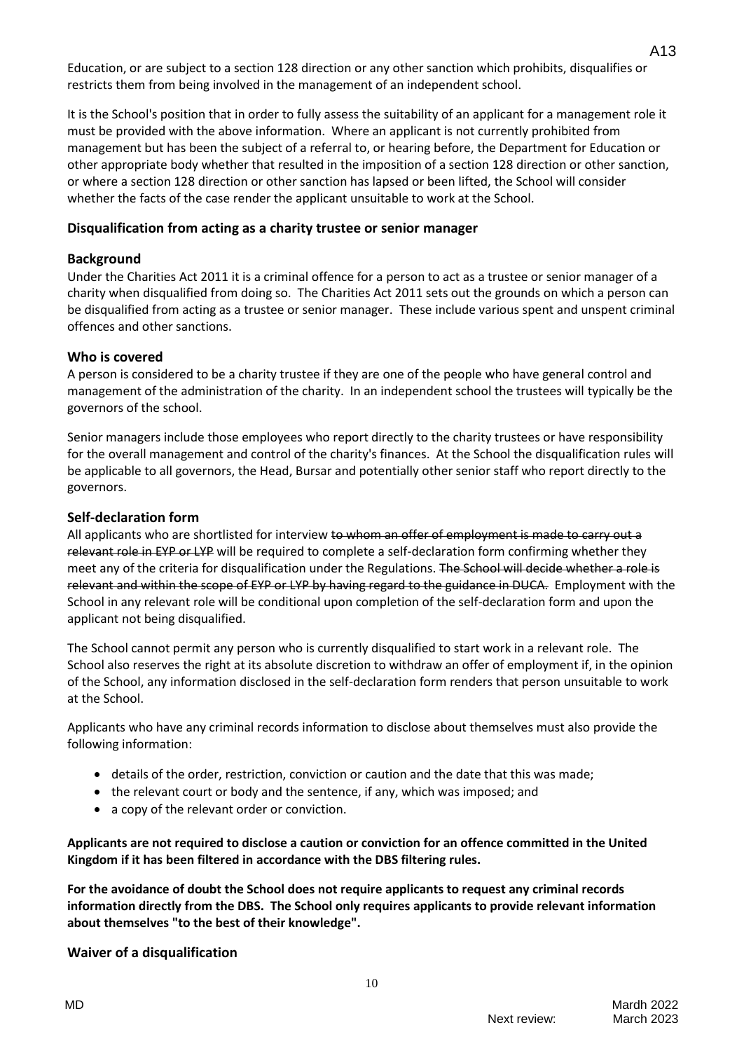Education, or are subject to a section 128 direction or any other sanction which prohibits, disqualifies or restricts them from being involved in the management of an independent school.

It is the School's position that in order to fully assess the suitability of an applicant for a management role it must be provided with the above information. Where an applicant is not currently prohibited from management but has been the subject of a referral to, or hearing before, the Department for Education or other appropriate body whether that resulted in the imposition of a section 128 direction or other sanction, or where a section 128 direction or other sanction has lapsed or been lifted, the School will consider whether the facts of the case render the applicant unsuitable to work at the School.

### Disqualification from acting as a charity trustee or senior manager

### Background

Under the Charities Act 2011 it is a criminal offence for a person to act as a trustee or senior manager of a charity when disqualified from doing so. The Charities Act 2011 sets out the grounds on which a person can be disqualified from acting as a trustee or senior manager. These include various spent and unspent criminal offences and other sanctions.

### Who is covered

A person is considered to be a charity trustee if they are one of the people who have general control and management of the administration of the charity. In an independent school the trustees will typically be the governors of the school.

Senior managers include those employees who report directly to the charity trustees or have responsibility for the overall management and control of the charity's finances. At the School the disqualification rules will be applicable to all governors, the Head, Bursar and potentially other senior staff who report directly to the governors.

### Self-declaration form

All applicants who are shortlisted for interview ~~to whom an offer of employment is made to carry out a relevant role in EYP or LYP~~ will be required to complete a self-declaration form confirming whether they meet any of the criteria for disqualification under the Regulations. ~~The School will decide whether a role is relevant and within the scope of EYP or LYP by having regard to the guidance in DUCA.~~ Employment with the School in any relevant role will be conditional upon completion of the self-declaration form and upon the applicant not being disqualified.

The School cannot permit any person who is currently disqualified to start work in a relevant role. The School also reserves the right at its absolute discretion to withdraw an offer of employment if, in the opinion of the School, any information disclosed in the self-declaration form renders that person unsuitable to work at the School.

Applicants who have any criminal records information to disclose about themselves must also provide the following information:

- details of the order, restriction, conviction or caution and the date that this was made;
- the relevant court or body and the sentence, if any, which was imposed; and
- a copy of the relevant order or conviction.

**Applicants are not required to disclose a caution or conviction for an offence committed in the United Kingdom if it has been filtered in accordance with the DBS filtering rules.**

**For the avoidance of doubt the School does not require applicants to request any criminal records information directly from the DBS. The School only requires applicants to provide relevant information about themselves "to the best of their knowledge".**

### Waiver of a disqualification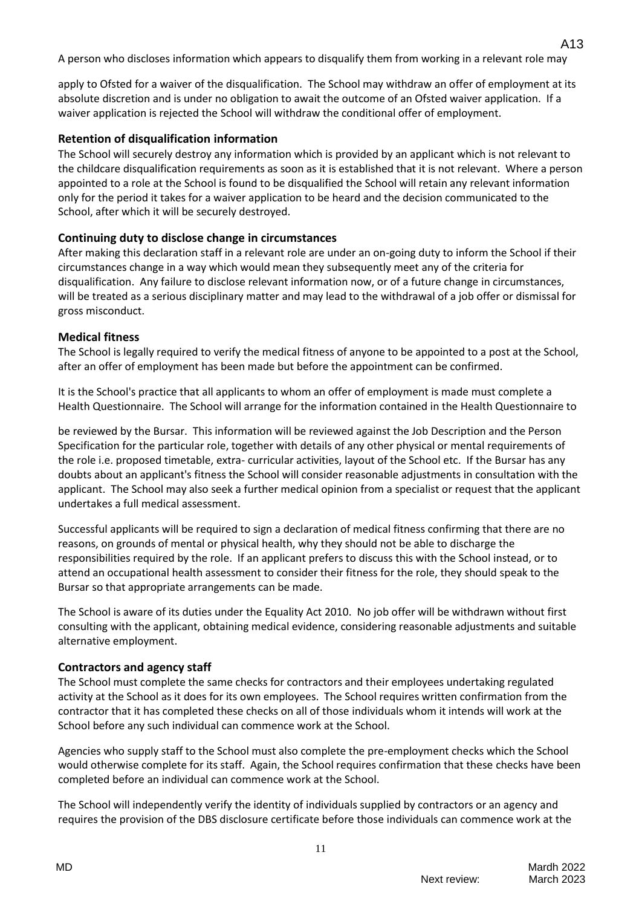A person who discloses information which appears to disqualify them from working in a relevant role may apply to Ofsted for a waiver of the disqualification. The School may withdraw an offer of employment at its absolute discretion and is under no obligation to await the outcome of an Ofsted waiver application. If a waiver application is rejected the School will withdraw the conditional offer of employment.

### Retention of disqualification information

The School will securely destroy any information which is provided by an applicant which is not relevant to the childcare disqualification requirements as soon as it is established that it is not relevant. Where a person appointed to a role at the School is found to be disqualified the School will retain any relevant information only for the period it takes for a waiver application to be heard and the decision communicated to the School, after which it will be securely destroyed.

### Continuing duty to disclose change in circumstances

After making this declaration staff in a relevant role are under an on-going duty to inform the School if their circumstances change in a way which would mean they subsequently meet any of the criteria for disqualification. Any failure to disclose relevant information now, or of a future change in circumstances, will be treated as a serious disciplinary matter and may lead to the withdrawal of a job offer or dismissal for gross misconduct.

### Medical fitness

The School is legally required to verify the medical fitness of anyone to be appointed to a post at the School, after an offer of employment has been made but before the appointment can be confirmed.

It is the School's practice that all applicants to whom an offer of employment is made must complete a Health Questionnaire. The School will arrange for the information contained in the Health Questionnaire to be reviewed by the Bursar. This information will be reviewed against the Job Description and the Person Specification for the particular role, together with details of any other physical or mental requirements of the role i.e. proposed timetable, extra- curricular activities, layout of the School etc. If the Bursar has any doubts about an applicant's fitness the School will consider reasonable adjustments in consultation with the applicant. The School may also seek a further medical opinion from a specialist or request that the applicant undertakes a full medical assessment.

Successful applicants will be required to sign a declaration of medical fitness confirming that there are no reasons, on grounds of mental or physical health, why they should not be able to discharge the responsibilities required by the role. If an applicant prefers to discuss this with the School instead, or to attend an occupational health assessment to consider their fitness for the role, they should speak to the Bursar so that appropriate arrangements can be made.

The School is aware of its duties under the Equality Act 2010. No job offer will be withdrawn without first consulting with the applicant, obtaining medical evidence, considering reasonable adjustments and suitable alternative employment.

### Contractors and agency staff

The School must complete the same checks for contractors and their employees undertaking regulated activity at the School as it does for its own employees. The School requires written confirmation from the contractor that it has completed these checks on all of those individuals whom it intends will work at the School before any such individual can commence work at the School.

Agencies who supply staff to the School must also complete the pre-employment checks which the School would otherwise complete for its staff. Again, the School requires confirmation that these checks have been completed before an individual can commence work at the School.

The School will independently verify the identity of individuals supplied by contractors or an agency and requires the provision of the DBS disclosure certificate before those individuals can commence work at the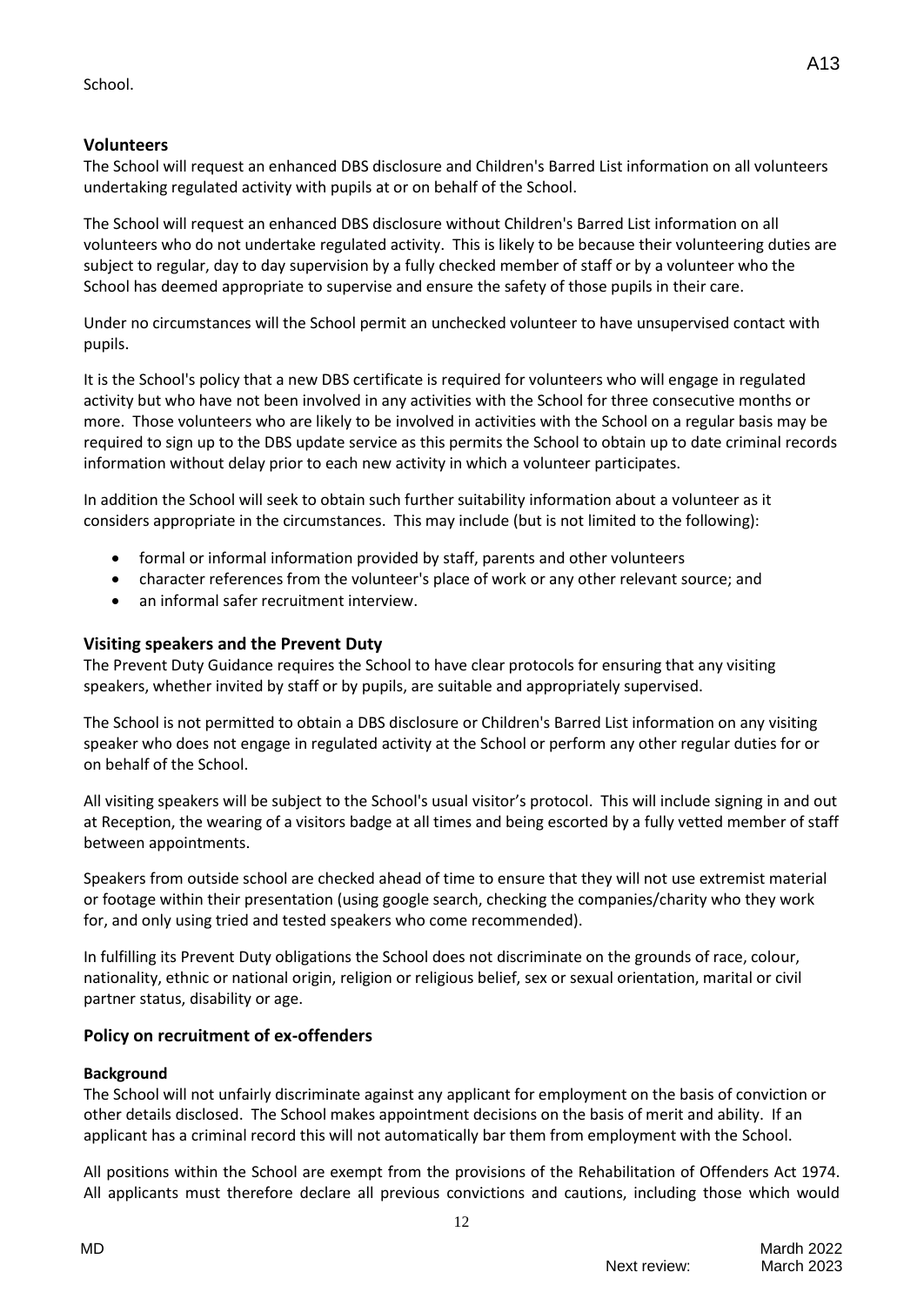School.

### Volunteers

The School will request an enhanced DBS disclosure and Children's Barred List information on all volunteers undertaking regulated activity with pupils at or on behalf of the School.

The School will request an enhanced DBS disclosure without Children's Barred List information on all volunteers who do not undertake regulated activity. This is likely to be because their volunteering duties are subject to regular, day to day supervision by a fully checked member of staff or by a volunteer who the School has deemed appropriate to supervise and ensure the safety of those pupils in their care.

Under no circumstances will the School permit an unchecked volunteer to have unsupervised contact with pupils.

It is the School's policy that a new DBS certificate is required for volunteers who will engage in regulated activity but who have not been involved in any activities with the School for three consecutive months or more. Those volunteers who are likely to be involved in activities with the School on a regular basis may be required to sign up to the DBS update service as this permits the School to obtain up to date criminal records information without delay prior to each new activity in which a volunteer participates.

In addition the School will seek to obtain such further suitability information about a volunteer as it considers appropriate in the circumstances. This may include (but is not limited to the following):

- formal or informal information provided by staff, parents and other volunteers
- character references from the volunteer's place of work or any other relevant source; and
- an informal safer recruitment interview.

### Visiting speakers and the Prevent Duty

The Prevent Duty Guidance requires the School to have clear protocols for ensuring that any visiting speakers, whether invited by staff or by pupils, are suitable and appropriately supervised.

The School is not permitted to obtain a DBS disclosure or Children's Barred List information on any visiting speaker who does not engage in regulated activity at the School or perform any other regular duties for or on behalf of the School.

All visiting speakers will be subject to the School's usual visitor's protocol. This will include signing in and out at Reception, the wearing of a visitors badge at all times and being escorted by a fully vetted member of staff between appointments.

Speakers from outside school are checked ahead of time to ensure that they will not use extremist material or footage within their presentation (using google search, checking the companies/charity who they work for, and only using tried and tested speakers who come recommended).

In fulfilling its Prevent Duty obligations the School does not discriminate on the grounds of race, colour, nationality, ethnic or national origin, religion or religious belief, sex or sexual orientation, marital or civil partner status, disability or age.

### Policy on recruitment of ex-offenders

#### Background

The School will not unfairly discriminate against any applicant for employment on the basis of conviction or other details disclosed. The School makes appointment decisions on the basis of merit and ability. If an applicant has a criminal record this will not automatically bar them from employment with the School.

All positions within the School are exempt from the provisions of the Rehabilitation of Offenders Act 1974. All applicants must therefore declare all previous convictions and cautions, including those which would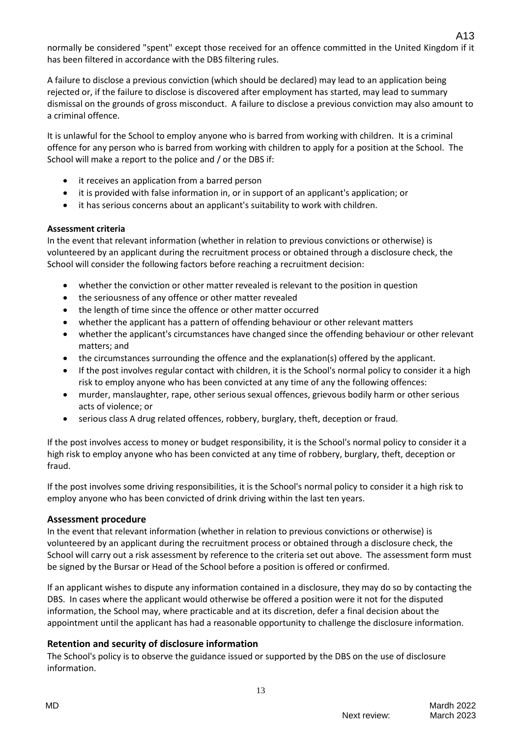normally be considered "spent" except those received for an offence committed in the United Kingdom if it has been filtered in accordance with the DBS filtering rules.

A failure to disclose a previous conviction (which should be declared) may lead to an application being rejected or, if the failure to disclose is discovered after employment has started, may lead to summary dismissal on the grounds of gross misconduct. A failure to disclose a previous conviction may also amount to a criminal offence.

It is unlawful for the School to employ anyone who is barred from working with children. It is a criminal offence for any person who is barred from working with children to apply for a position at the School. The School will make a report to the police and / or the DBS if:

- it receives an application from a barred person
- it is provided with false information in, or in support of an applicant's application; or
- it has serious concerns about an applicant's suitability to work with children.

**Assessment criteria**

In the event that relevant information (whether in relation to previous convictions or otherwise) is volunteered by an applicant during the recruitment process or obtained through a disclosure check, the School will consider the following factors before reaching a recruitment decision:

- whether the conviction or other matter revealed is relevant to the position in question
- the seriousness of any offence or other matter revealed
- the length of time since the offence or other matter occurred
- whether the applicant has a pattern of offending behaviour or other relevant matters
- whether the applicant's circumstances have changed since the offending behaviour or other relevant matters; and
- the circumstances surrounding the offence and the explanation(s) offered by the applicant.
- If the post involves regular contact with children, it is the School's normal policy to consider it a high risk to employ anyone who has been convicted at any time of any the following offences:
- murder, manslaughter, rape, other serious sexual offences, grievous bodily harm or other serious acts of violence; or
- serious class A drug related offences, robbery, burglary, theft, deception or fraud.

If the post involves access to money or budget responsibility, it is the School's normal policy to consider it a high risk to employ anyone who has been convicted at any time of robbery, burglary, theft, deception or fraud.

If the post involves some driving responsibilities, it is the School's normal policy to consider it a high risk to employ anyone who has been convicted of drink driving within the last ten years.

## Assessment procedure

In the event that relevant information (whether in relation to previous convictions or otherwise) is volunteered by an applicant during the recruitment process or obtained through a disclosure check, the School will carry out a risk assessment by reference to the criteria set out above. The assessment form must be signed by the Bursar or Head of the School before a position is offered or confirmed.

If an applicant wishes to dispute any information contained in a disclosure, they may do so by contacting the DBS. In cases where the applicant would otherwise be offered a position were it not for the disputed information, the School may, where practicable and at its discretion, defer a final decision about the appointment until the applicant has had a reasonable opportunity to challenge the disclosure information.

## Retention and security of disclosure information

The School's policy is to observe the guidance issued or supported by the DBS on the use of disclosure information.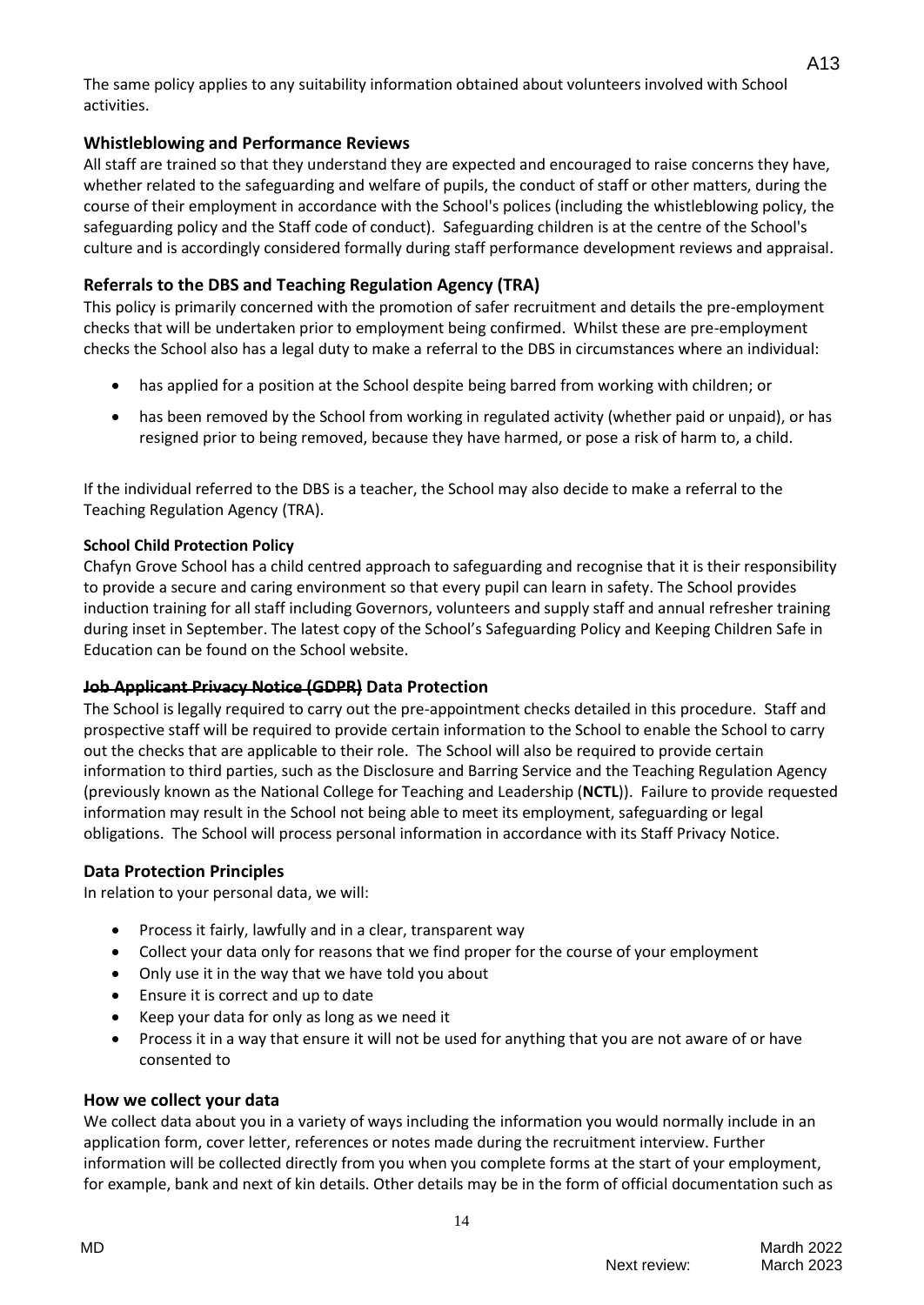The same policy applies to any suitability information obtained about volunteers involved with School activities.

## Whistleblowing and Performance Reviews

All staff are trained so that they understand they are expected and encouraged to raise concerns they have, whether related to the safeguarding and welfare of pupils, the conduct of staff or other matters, during the course of their employment in accordance with the School's polices (including the whistleblowing policy, the safeguarding policy and the Staff code of conduct). Safeguarding children is at the centre of the School's culture and is accordingly considered formally during staff performance development reviews and appraisal.

## Referrals to the DBS and Teaching Regulation Agency (TRA)

This policy is primarily concerned with the promotion of safer recruitment and details the pre-employment checks that will be undertaken prior to employment being confirmed. Whilst these are pre-employment checks the School also has a legal duty to make a referral to the DBS in circumstances where an individual:

- has applied for a position at the School despite being barred from working with children; or
- has been removed by the School from working in regulated activity (whether paid or unpaid), or has resigned prior to being removed, because they have harmed, or pose a risk of harm to, a child.

If the individual referred to the DBS is a teacher, the School may also decide to make a referral to the Teaching Regulation Agency (TRA).

### School Child Protection Policy

Chafyn Grove School has a child centred approach to safeguarding and recognise that it is their responsibility to provide a secure and caring environment so that every pupil can learn in safety. The School provides induction training for all staff including Governors, volunteers and supply staff and annual refresher training during inset in September. The latest copy of the School's Safeguarding Policy and Keeping Children Safe in Education can be found on the School website.

## ~~Job Applicant Privacy Notice (GDPR)~~ Data Protection

The School is legally required to carry out the pre-appointment checks detailed in this procedure. Staff and prospective staff will be required to provide certain information to the School to enable the School to carry out the checks that are applicable to their role. The School will also be required to provide certain information to third parties, such as the Disclosure and Barring Service and the Teaching Regulation Agency (previously known as the National College for Teaching and Leadership (**NCTL**)). Failure to provide requested information may result in the School not being able to meet its employment, safeguarding or legal obligations. The School will process personal information in accordance with its Staff Privacy Notice.

## Data Protection Principles

In relation to your personal data, we will:

- Process it fairly, lawfully and in a clear, transparent way
- Collect your data only for reasons that we find proper for the course of your employment
- Only use it in the way that we have told you about
- Ensure it is correct and up to date
- Keep your data for only as long as we need it
- Process it in a way that ensure it will not be used for anything that you are not aware of or have consented to

## How we collect your data

We collect data about you in a variety of ways including the information you would normally include in an application form, cover letter, references or notes made during the recruitment interview. Further information will be collected directly from you when you complete forms at the start of your employment, for example, bank and next of kin details. Other details may be in the form of official documentation such as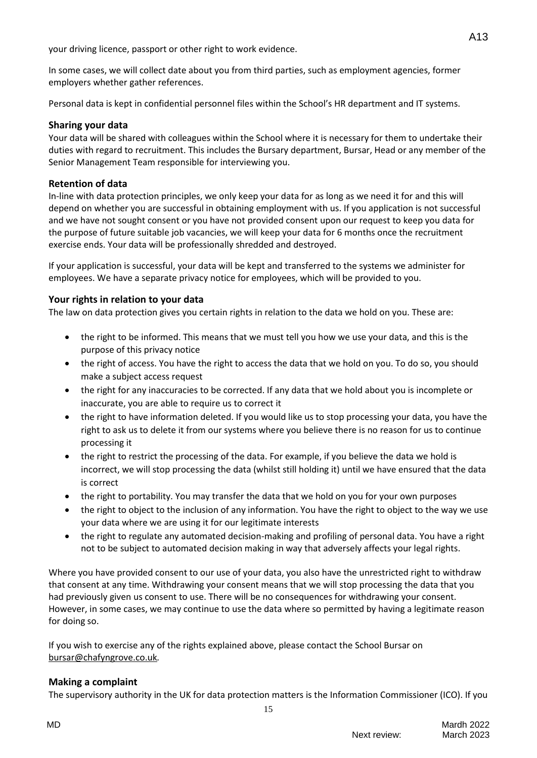your driving licence, passport or other right to work evidence.

In some cases, we will collect date about you from third parties, such as employment agencies, former employers whether gather references.

Personal data is kept in confidential personnel files within the School's HR department and IT systems.

### Sharing your data

Your data will be shared with colleagues within the School where it is necessary for them to undertake their duties with regard to recruitment. This includes the Bursary department, Bursar, Head or any member of the Senior Management Team responsible for interviewing you.

### Retention of data

In-line with data protection principles, we only keep your data for as long as we need it for and this will depend on whether you are successful in obtaining employment with us. If you application is not successful and we have not sought consent or you have not provided consent upon our request to keep you data for the purpose of future suitable job vacancies, we will keep your data for 6 months once the recruitment exercise ends. Your data will be professionally shredded and destroyed.

If your application is successful, your data will be kept and transferred to the systems we administer for employees. We have a separate privacy notice for employees, which will be provided to you.

### Your rights in relation to your data

The law on data protection gives you certain rights in relation to the data we hold on you. These are:

- the right to be informed. This means that we must tell you how we use your data, and this is the purpose of this privacy notice
- the right of access. You have the right to access the data that we hold on you. To do so, you should make a subject access request
- the right for any inaccuracies to be corrected. If any data that we hold about you is incomplete or inaccurate, you are able to require us to correct it
- the right to have information deleted. If you would like us to stop processing your data, you have the right to ask us to delete it from our systems where you believe there is no reason for us to continue processing it
- the right to restrict the processing of the data. For example, if you believe the data we hold is incorrect, we will stop processing the data (whilst still holding it) until we have ensured that the data is correct
- the right to portability. You may transfer the data that we hold on you for your own purposes
- the right to object to the inclusion of any information. You have the right to object to the way we use your data where we are using it for our legitimate interests
- the right to regulate any automated decision-making and profiling of personal data. You have a right not to be subject to automated decision making in way that adversely affects your legal rights.

Where you have provided consent to our use of your data, you also have the unrestricted right to withdraw that consent at any time. Withdrawing your consent means that we will stop processing the data that you had previously given us consent to use. There will be no consequences for withdrawing your consent. However, in some cases, we may continue to use the data where so permitted by having a legitimate reason for doing so.

If you wish to exercise any of the rights explained above, please contact the School Bursar on bursar@chafyngrove.co.uk.

### Making a complaint

The supervisory authority in the UK for data protection matters is the Information Commissioner (ICO). If you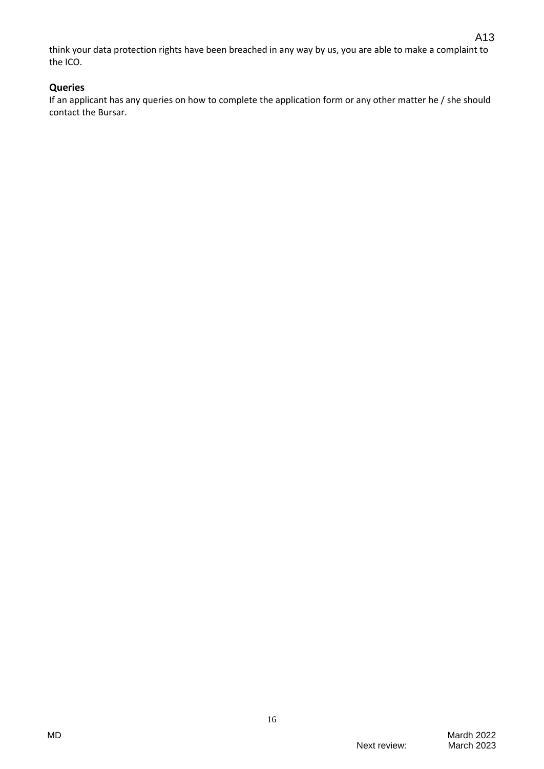think your data protection rights have been breached in any way by us, you are able to make a complaint to the ICO.

**Queries**

If an applicant has any queries on how to complete the application form or any other matter he / she should contact the Bursar.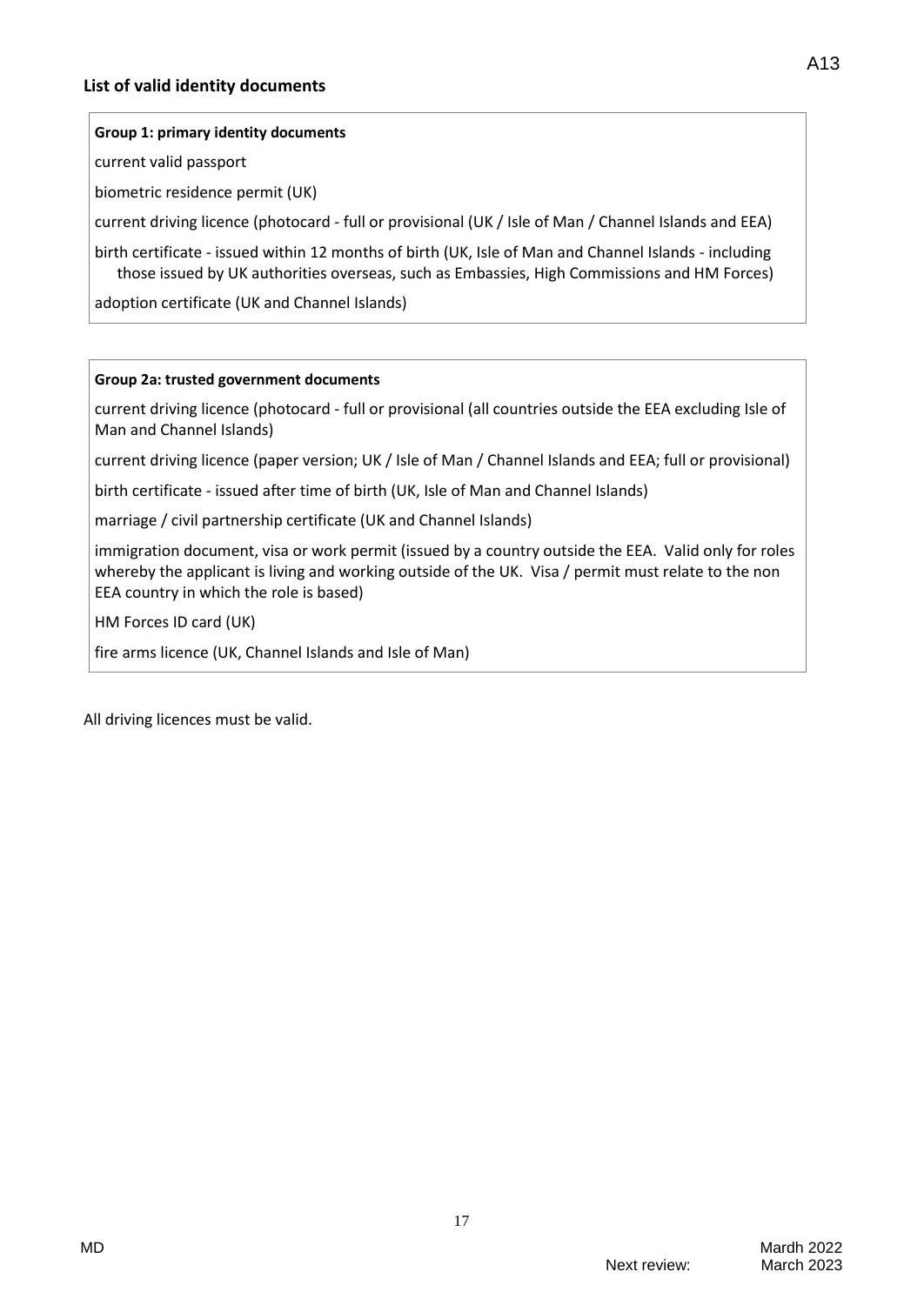A13

## List of valid identity documents

**Group 1: primary identity documents**

current valid passport

biometric residence permit (UK)

current driving licence (photocard - full or provisional (UK / Isle of Man / Channel Islands and EEA)

birth certificate - issued within 12 months of birth (UK, Isle of Man and Channel Islands - including those issued by UK authorities overseas, such as Embassies, High Commissions and HM Forces)

adoption certificate (UK and Channel Islands)

**Group 2a: trusted government documents**

current driving licence (photocard - full or provisional (all countries outside the EEA excluding Isle of Man and Channel Islands)

current driving licence (paper version; UK / Isle of Man / Channel Islands and EEA; full or provisional)

birth certificate - issued after time of birth (UK, Isle of Man and Channel Islands)

marriage / civil partnership certificate (UK and Channel Islands)

immigration document, visa or work permit (issued by a country outside the EEA. Valid only for roles whereby the applicant is living and working outside of the UK. Visa / permit must relate to the non EEA country in which the role is based)

HM Forces ID card (UK)

fire arms licence (UK, Channel Islands and Isle of Man)

All driving licences must be valid.

MD Mardh 2022

Next review: March 2023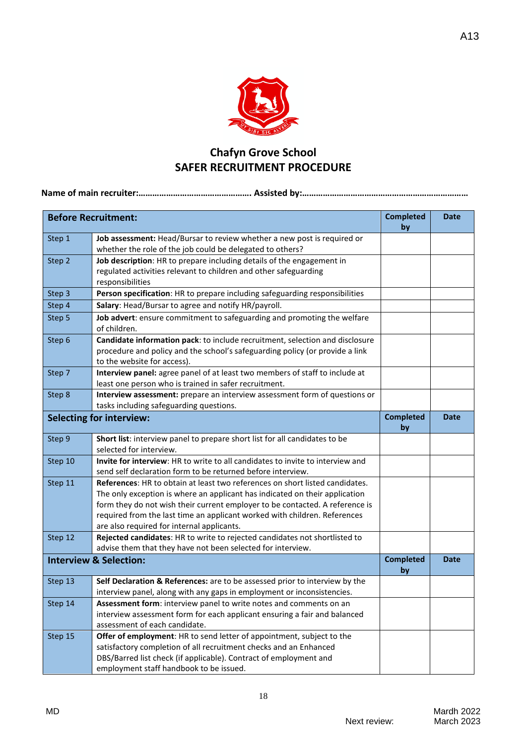A13

# Chafyn Grove School
## SAFER RECRUITMENT PROCEDURE

**Name of main recruiter:…………………………………………. Assisted by:………………………………………………………………**

| **Before Recruitment:** | | **Completed by** | **Date** |
|---|---|---|---|
| Step 1 | **Job assessment:** Head/Bursar to review whether a new post is required or whether the role of the job could be delegated to others? | | |
| Step 2 | **Job description**: HR to prepare including details of the engagement in regulated activities relevant to children and other safeguarding responsibilities | | |
| Step 3 | **Person specification**: HR to prepare including safeguarding responsibilities | | |
| Step 4 | **Salary**: Head/Bursar to agree and notify HR/payroll. | | |
| Step 5 | **Job advert**: ensure commitment to safeguarding and promoting the welfare of children. | | |
| Step 6 | **Candidate information pack**: to include recruitment, selection and disclosure procedure and policy and the school's safeguarding policy (or provide a link to the website for access). | | |
| Step 7 | **Interview panel:** agree panel of at least two members of staff to include at least one person who is trained in safer recruitment. | | |
| Step 8 | **Interview assessment:** prepare an interview assessment form of questions or tasks including safeguarding questions. | | |
| **Selecting for interview:** | | **Completed by** | **Date** |
| Step 9 | **Short list**: interview panel to prepare short list for all candidates to be selected for interview. | | |
| Step 10 | **Invite for interview**: HR to write to all candidates to invite to interview and send self declaration form to be returned before interview. | | |
| Step 11 | **References**: HR to obtain at least two references on short listed candidates. The only exception is where an applicant has indicated on their application form they do not wish their current employer to be contacted. A reference is required from the last time an applicant worked with children. References are also required for internal applicants. | | |
| Step 12 | **Rejected candidates**: HR to write to rejected candidates not shortlisted to advise them that they have not been selected for interview. | | |
| **Interview & Selection:** | | **Completed by** | **Date** |
| Step 13 | **Self Declaration & References:** are to be assessed prior to interview by the interview panel, along with any gaps in employment or inconsistencies. | | |
| Step 14 | **Assessment form**: interview panel to write notes and comments on an interview assessment form for each applicant ensuring a fair and balanced assessment of each candidate. | | |
| Step 15 | **Offer of employment**: HR to send letter of appointment, subject to the satisfactory completion of all recruitment checks and an Enhanced DBS/Barred list check (if applicable). Contract of employment and employment staff handbook to be issued. | | |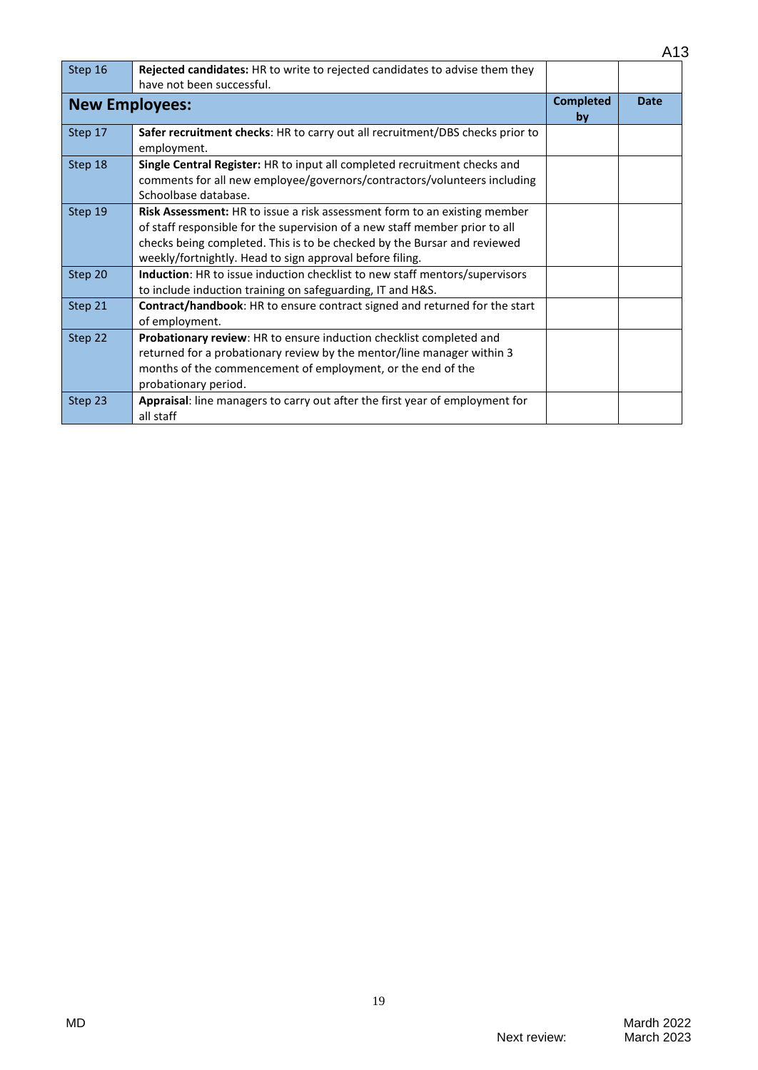| | | | |
|---|---|---|---|
| Step 16 | **Rejected candidates:** HR to write to rejected candidates to advise them they have not been successful. | | |
| **New Employees:** | | **Completed by** | **Date** |
| Step 17 | **Safer recruitment checks**: HR to carry out all recruitment/DBS checks prior to employment. | | |
| Step 18 | **Single Central Register:** HR to input all completed recruitment checks and comments for all new employee/governors/contractors/volunteers including Schoolbase database. | | |
| Step 19 | **Risk Assessment:** HR to issue a risk assessment form to an existing member of staff responsible for the supervision of a new staff member prior to all checks being completed. This is to be checked by the Bursar and reviewed weekly/fortnightly. Head to sign approval before filing. | | |
| Step 20 | **Induction**: HR to issue induction checklist to new staff mentors/supervisors to include induction training on safeguarding, IT and H&S. | | |
| Step 21 | **Contract/handbook**: HR to ensure contract signed and returned for the start of employment. | | |
| Step 22 | **Probationary review**: HR to ensure induction checklist completed and returned for a probationary review by the mentor/line manager within 3 months of the commencement of employment, or the end of the probationary period. | | |
| Step 23 | **Appraisal**: line managers to carry out after the first year of employment for all staff | | |